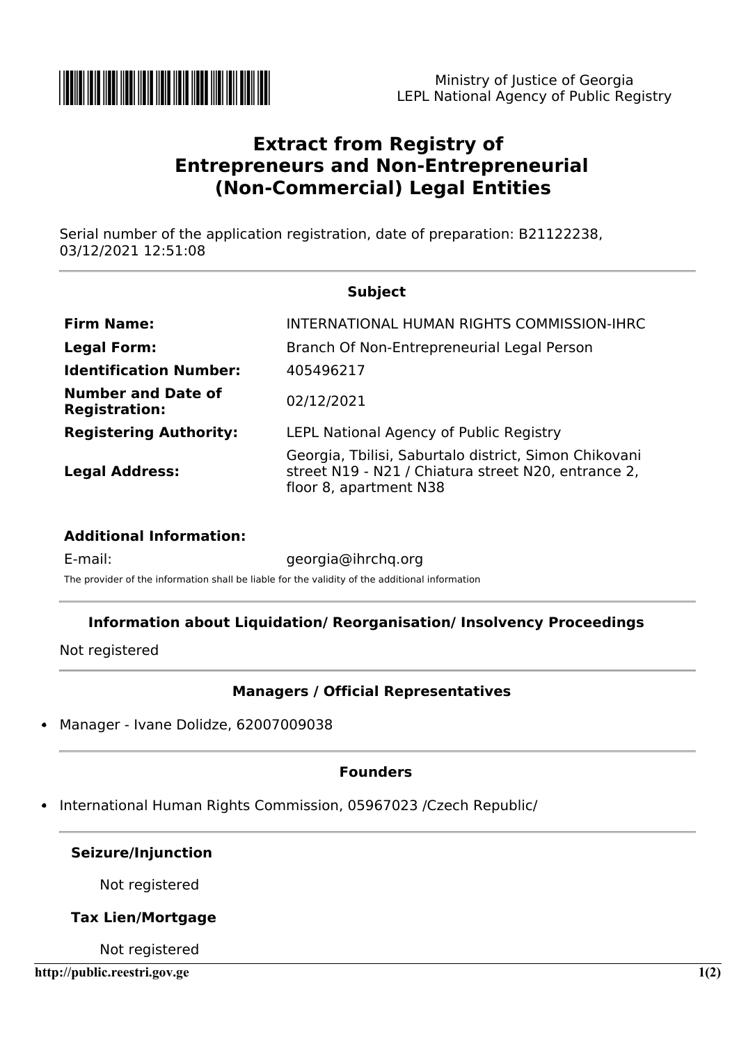Ministry of Justice of Georgia
LEPL National Agency of Public Registry

# Extract from Registry of Entrepreneurs and Non-Entrepreneurial (Non-Commercial) Legal Entities

Serial number of the application registration, date of preparation: B21122238, 03/12/2021 12:51:08

### Subject

| | |
|---|---|
| **Firm Name:** | INTERNATIONAL HUMAN RIGHTS COMMISSION-IHRC |
| **Legal Form:** | Branch Of Non-Entrepreneurial Legal Person |
| **Identification Number:** | 405496217 |
| **Number and Date of Registration:** | 02/12/2021 |
| **Registering Authority:** | LEPL National Agency of Public Registry |
| **Legal Address:** | Georgia, Tbilisi, Saburtalo district, Simon Chikovani street N19 - N21 / Chiatura street N20, entrance 2, floor 8, apartment N38 |

**Additional Information:**

E-mail: georgia@ihrchq.org

The provider of the information shall be liable for the validity of the additional information

### Information about Liquidation/ Reorganisation/ Insolvency Proceedings

Not registered

### Managers / Official Representatives

- Manager - Ivane Dolidze, 62007009038

### Founders

- International Human Rights Commission, 05967023 /Czech Republic/

**Seizure/Injunction**

Not registered

**Tax Lien/Mortgage**

Not registered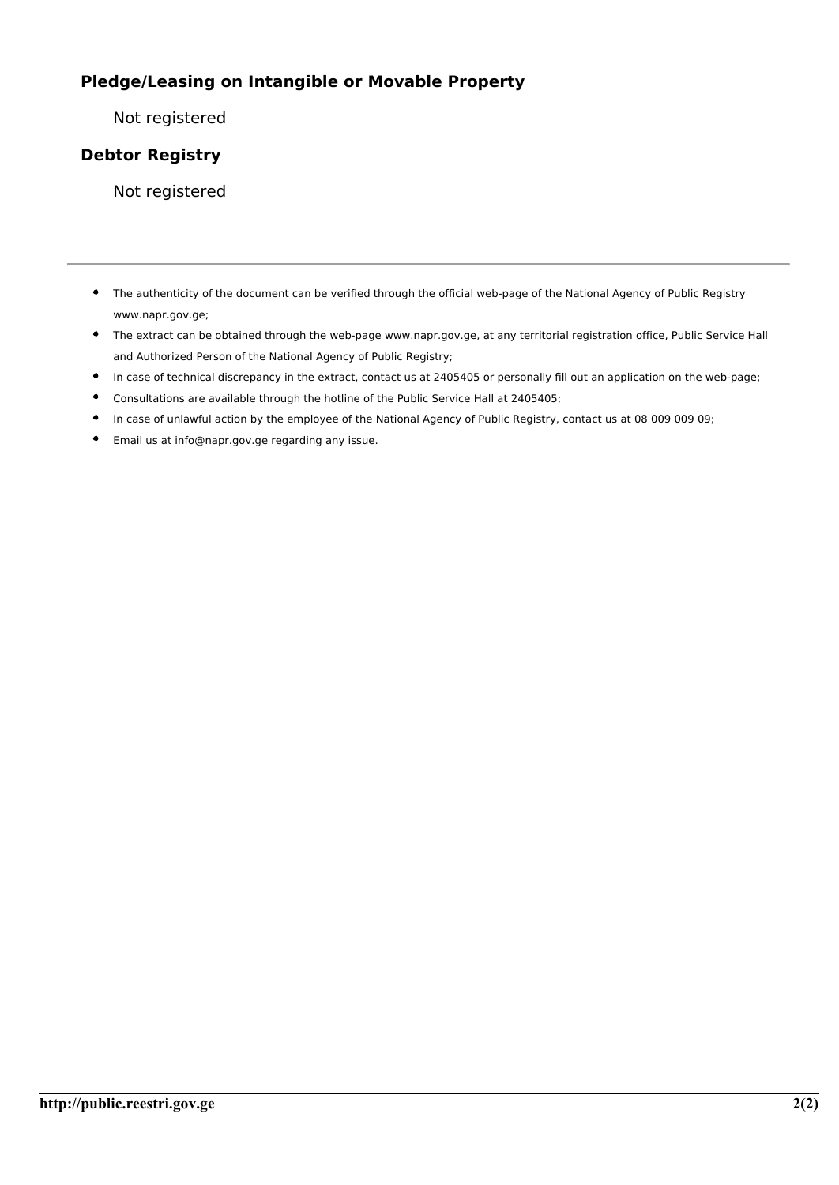### Pledge/Leasing on Intangible or Movable Property

Not registered

### Debtor Registry

Not registered

---

- The authenticity of the document can be verified through the official web-page of the National Agency of Public Registry www.napr.gov.ge;
- The extract can be obtained through the web-page www.napr.gov.ge, at any territorial registration office, Public Service Hall and Authorized Person of the National Agency of Public Registry;
- In case of technical discrepancy in the extract, contact us at 2405405 or personally fill out an application on the web-page;
- Consultations are available through the hotline of the Public Service Hall at 2405405;
- In case of unlawful action by the employee of the National Agency of Public Registry, contact us at 08 009 009 09;
- Email us at info@napr.gov.ge regarding any issue.